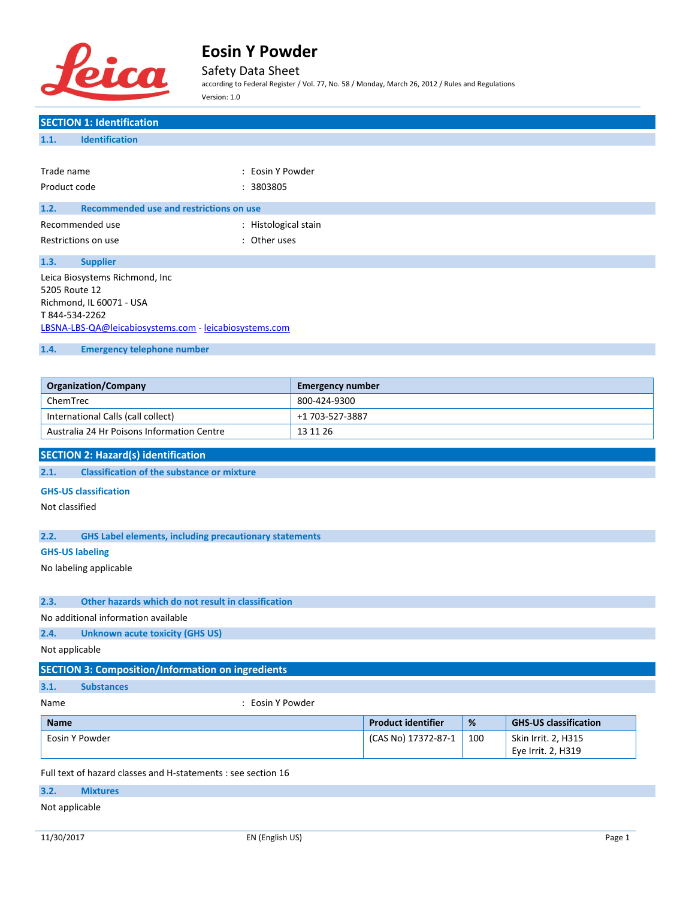# Eosin Y Powder

Safety Data Sheet

according to Federal Register / Vol. 77, No. 58 / Monday, March 26, 2012 / Rules and Regulations

Version: 1.0

## SECTION 1: Identification

### 1.1. Identification

| | | |
|---|---|---|
| Trade name | : | Eosin Y Powder |
| Product code | : | 3803805 |

### 1.2. Recommended use and restrictions on use

| | | |
|---|---|---|
| Recommended use | : | Histological stain |
| Restrictions on use | : | Other uses |

### 1.3. Supplier

Leica Biosystems Richmond, Inc
5205 Route 12
Richmond, IL 60071 - USA
T 844-534-2262
LBSNA-LBS-QA@leicabiosystems.com - leicabiosystems.com

### 1.4. Emergency telephone number

| Organization/Company | Emergency number |
|---|---|
| ChemTrec | 800-424-9300 |
| International Calls (call collect) | +1 703-527-3887 |
| Australia 24 Hr Poisons Information Centre | 13 11 26 |

## SECTION 2: Hazard(s) identification

### 2.1. Classification of the substance or mixture

**GHS-US classification**

Not classified

### 2.2. GHS Label elements, including precautionary statements

**GHS-US labeling**

No labeling applicable

### 2.3. Other hazards which do not result in classification

No additional information available

### 2.4. Unknown acute toxicity (GHS US)

Not applicable

## SECTION 3: Composition/Information on ingredients

### 3.1. Substances

| | | |
|---|---|---|
| Name | : | Eosin Y Powder |

| Name | Product identifier | % | GHS-US classification |
|---|---|---|---|
| Eosin Y Powder | (CAS No) 17372-87-1 | 100 | Skin Irrit. 2, H315<br>Eye Irrit. 2, H319 |

Full text of hazard classes and H-statements : see section 16

### 3.2. Mixtures

Not applicable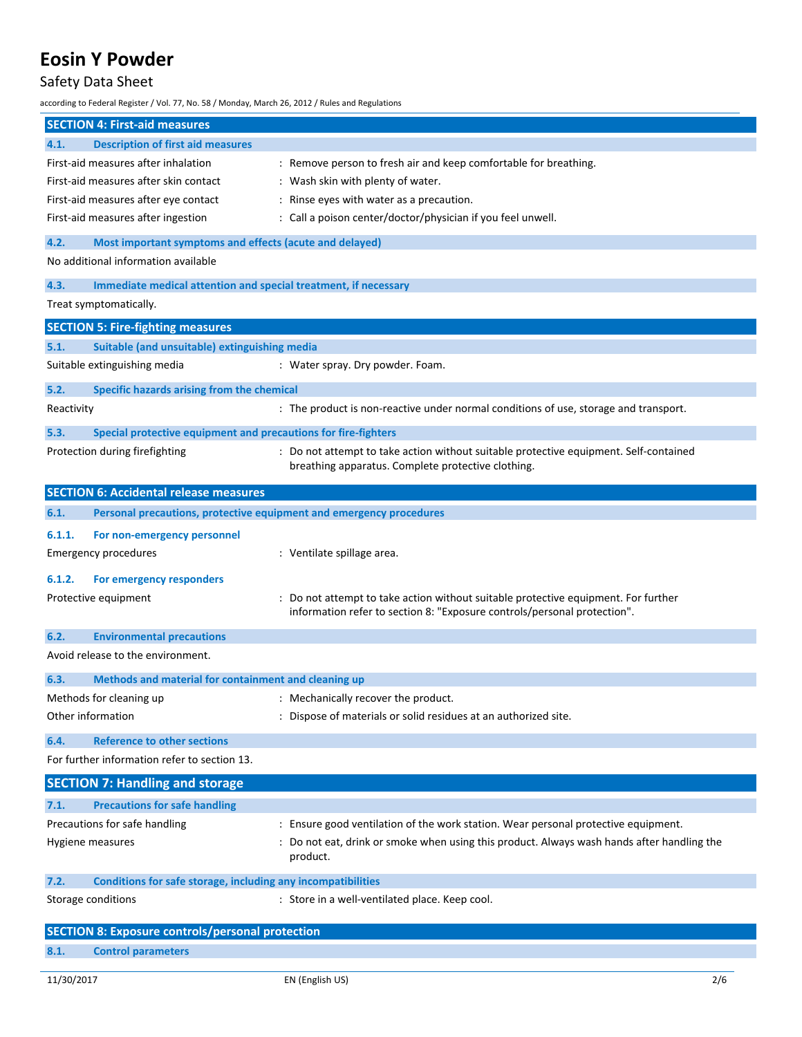## SECTION 4: First-aid measures

### 4.1. Description of first aid measures

| | |
|---|---|
| First-aid measures after inhalation | : Remove person to fresh air and keep comfortable for breathing. |
| First-aid measures after skin contact | : Wash skin with plenty of water. |
| First-aid measures after eye contact | : Rinse eyes with water as a precaution. |
| First-aid measures after ingestion | : Call a poison center/doctor/physician if you feel unwell. |

### 4.2. Most important symptoms and effects (acute and delayed)

No additional information available

### 4.3. Immediate medical attention and special treatment, if necessary

Treat symptomatically.

## SECTION 5: Fire-fighting measures

### 5.1. Suitable (and unsuitable) extinguishing media

| | |
|---|---|
| Suitable extinguishing media | : Water spray. Dry powder. Foam. |

### 5.2. Specific hazards arising from the chemical

| | |
|---|---|
| Reactivity | : The product is non-reactive under normal conditions of use, storage and transport. |

### 5.3. Special protective equipment and precautions for fire-fighters

| | |
|---|---|
| Protection during firefighting | : Do not attempt to take action without suitable protective equipment. Self-contained breathing apparatus. Complete protective clothing. |

## SECTION 6: Accidental release measures

### 6.1. Personal precautions, protective equipment and emergency procedures

#### 6.1.1. For non-emergency personnel

| | |
|---|---|
| Emergency procedures | : Ventilate spillage area. |

#### 6.1.2. For emergency responders

| | |
|---|---|
| Protective equipment | : Do not attempt to take action without suitable protective equipment. For further information refer to section 8: "Exposure controls/personal protection". |

### 6.2. Environmental precautions

Avoid release to the environment.

### 6.3. Methods and material for containment and cleaning up

| | |
|---|---|
| Methods for cleaning up | : Mechanically recover the product. |
| Other information | : Dispose of materials or solid residues at an authorized site. |

### 6.4. Reference to other sections

For further information refer to section 13.

## SECTION 7: Handling and storage

### 7.1. Precautions for safe handling

| | |
|---|---|
| Precautions for safe handling | : Ensure good ventilation of the work station. Wear personal protective equipment. |
| Hygiene measures | : Do not eat, drink or smoke when using this product. Always wash hands after handling the product. |

### 7.2. Conditions for safe storage, including any incompatibilities

| | |
|---|---|
| Storage conditions | : Store in a well-ventilated place. Keep cool. |

## SECTION 8: Exposure controls/personal protection

### 8.1. Control parameters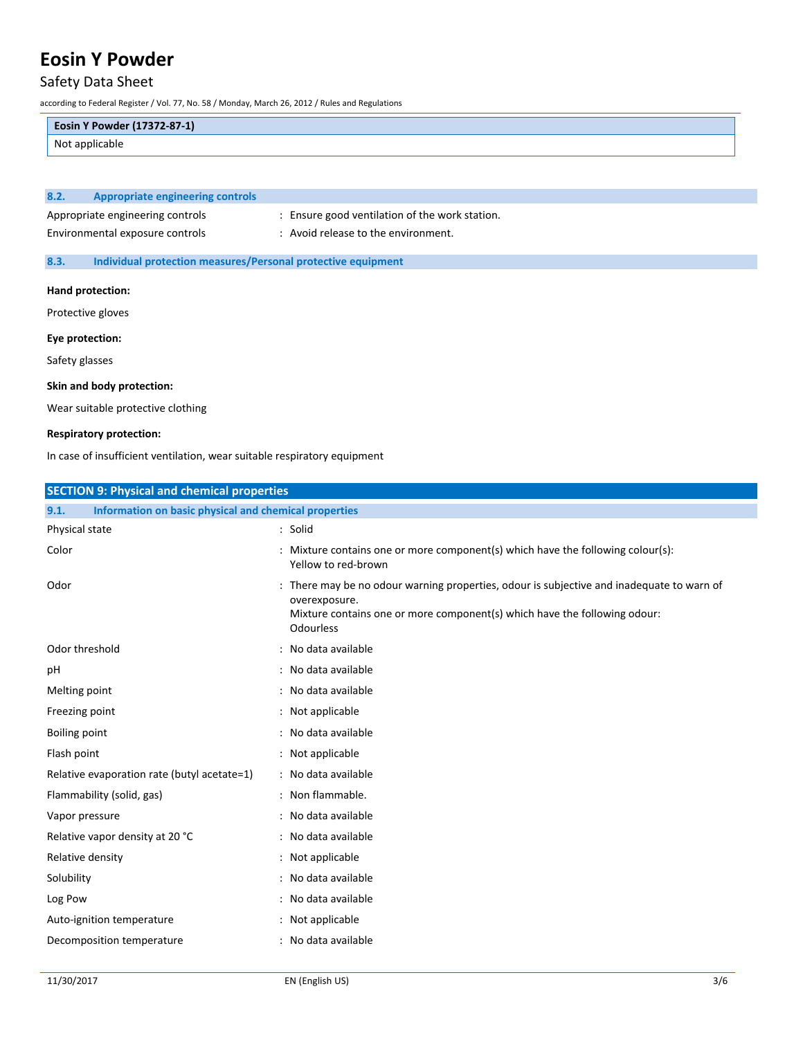| Eosin Y Powder (17372-87-1) |
| --- |
| Not applicable |

### 8.2. Appropriate engineering controls

Appropriate engineering controls : Ensure good ventilation of the work station.

Environmental exposure controls : Avoid release to the environment.

### 8.3. Individual protection measures/Personal protective equipment

**Hand protection:**

Protective gloves

**Eye protection:**

Safety glasses

**Skin and body protection:**

Wear suitable protective clothing

**Respiratory protection:**

In case of insufficient ventilation, wear suitable respiratory equipment

## SECTION 9: Physical and chemical properties

### 9.1. Information on basic physical and chemical properties

| Property | Value |
| --- | --- |
| Physical state | Solid |
| Color | Mixture contains one or more component(s) which have the following colour(s): Yellow to red-brown |
| Odor | There may be no odour warning properties, odour is subjective and inadequate to warn of overexposure. Mixture contains one or more component(s) which have the following odour: Odourless |
| Odor threshold | No data available |
| pH | No data available |
| Melting point | No data available |
| Freezing point | Not applicable |
| Boiling point | No data available |
| Flash point | Not applicable |
| Relative evaporation rate (butyl acetate=1) | No data available |
| Flammability (solid, gas) | Non flammable. |
| Vapor pressure | No data available |
| Relative vapor density at 20 °C | No data available |
| Relative density | Not applicable |
| Solubility | No data available |
| Log Pow | No data available |
| Auto-ignition temperature | Not applicable |
| Decomposition temperature | No data available |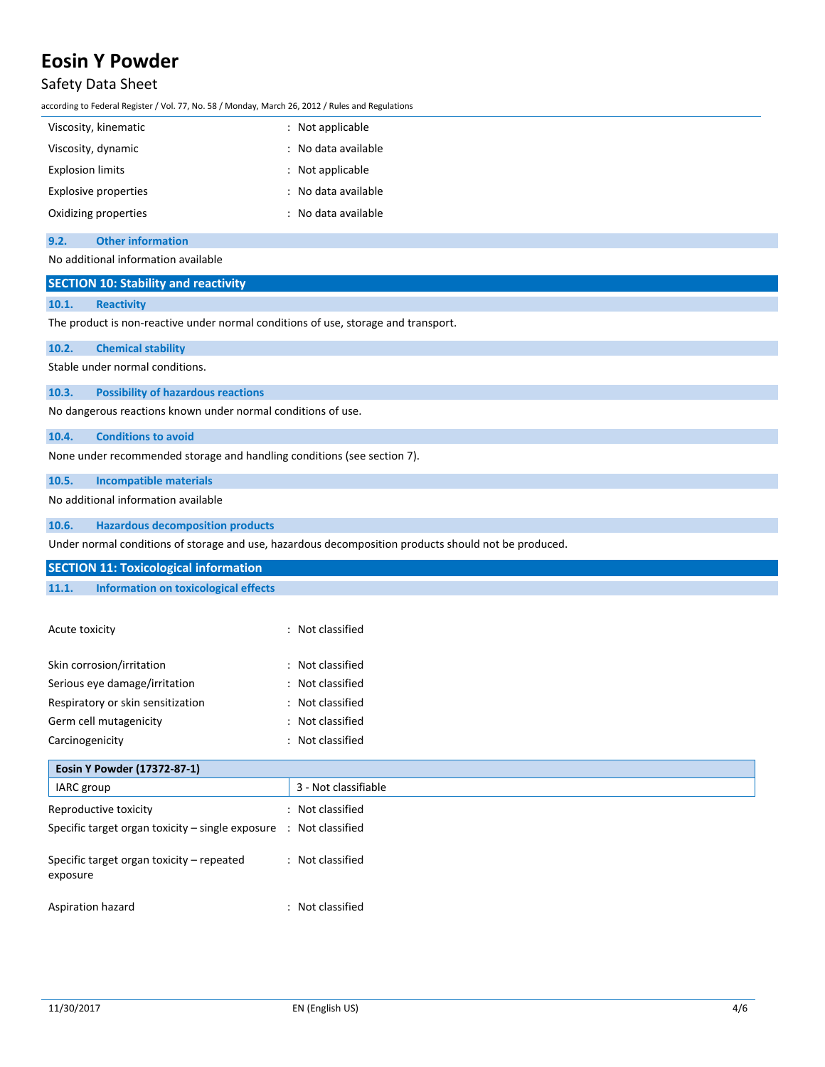| | |
|---|---|
| Viscosity, kinematic | : Not applicable |
| Viscosity, dynamic | : No data available |
| Explosion limits | : Not applicable |
| Explosive properties | : No data available |
| Oxidizing properties | : No data available |

### 9.2. Other information

No additional information available

## SECTION 10: Stability and reactivity

### 10.1. Reactivity

The product is non-reactive under normal conditions of use, storage and transport.

### 10.2. Chemical stability

Stable under normal conditions.

### 10.3. Possibility of hazardous reactions

No dangerous reactions known under normal conditions of use.

### 10.4. Conditions to avoid

None under recommended storage and handling conditions (see section 7).

### 10.5. Incompatible materials

No additional information available

### 10.6. Hazardous decomposition products

Under normal conditions of storage and use, hazardous decomposition products should not be produced.

## SECTION 11: Toxicological information

### 11.1. Information on toxicological effects

| | |
|---|---|
| Acute toxicity | : Not classified |
| Skin corrosion/irritation | : Not classified |
| Serious eye damage/irritation | : Not classified |
| Respiratory or skin sensitization | : Not classified |
| Germ cell mutagenicity | : Not classified |
| Carcinogenicity | : Not classified |

| Eosin Y Powder (17372-87-1) | |
|---|---|
| IARC group | 3 - Not classifiable |

| | |
|---|---|
| Reproductive toxicity | : Not classified |
| Specific target organ toxicity – single exposure | : Not classified |
| Specific target organ toxicity – repeated exposure | : Not classified |
| Aspiration hazard | : Not classified |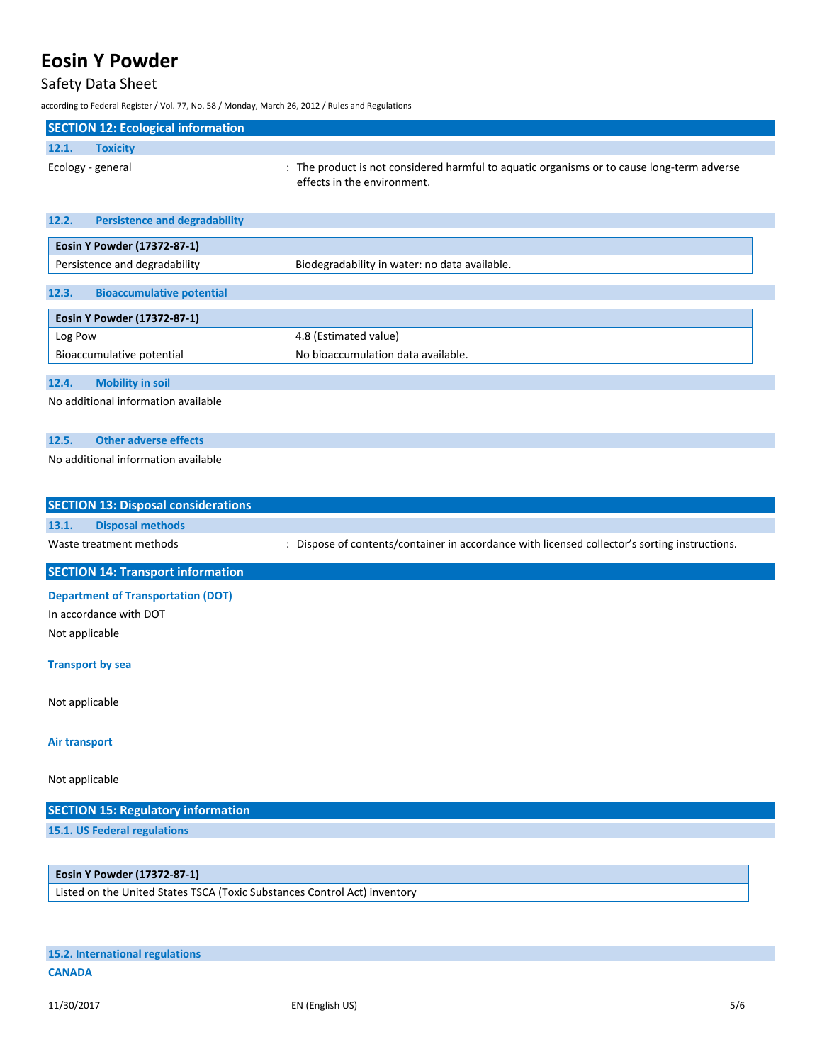## SECTION 12: Ecological information

### 12.1. Toxicity

Ecology - general : The product is not considered harmful to aquatic organisms or to cause long-term adverse effects in the environment.

### 12.2. Persistence and degradability

| Eosin Y Powder (17372-87-1) | |
|---|---|
| Persistence and degradability | Biodegradability in water: no data available. |

### 12.3. Bioaccumulative potential

| Eosin Y Powder (17372-87-1) | |
|---|---|
| Log Pow | 4.8 (Estimated value) |
| Bioaccumulative potential | No bioaccumulation data available. |

### 12.4. Mobility in soil

No additional information available

### 12.5. Other adverse effects

No additional information available

## SECTION 13: Disposal considerations

### 13.1. Disposal methods

Waste treatment methods : Dispose of contents/container in accordance with licensed collector's sorting instructions.

## SECTION 14: Transport information

**Department of Transportation (DOT)**

In accordance with DOT

Not applicable

**Transport by sea**

Not applicable

**Air transport**

Not applicable

## SECTION 15: Regulatory information

### 15.1. US Federal regulations

| Eosin Y Powder (17372-87-1) |
|---|
| Listed on the United States TSCA (Toxic Substances Control Act) inventory |

### 15.2. International regulations

**CANADA**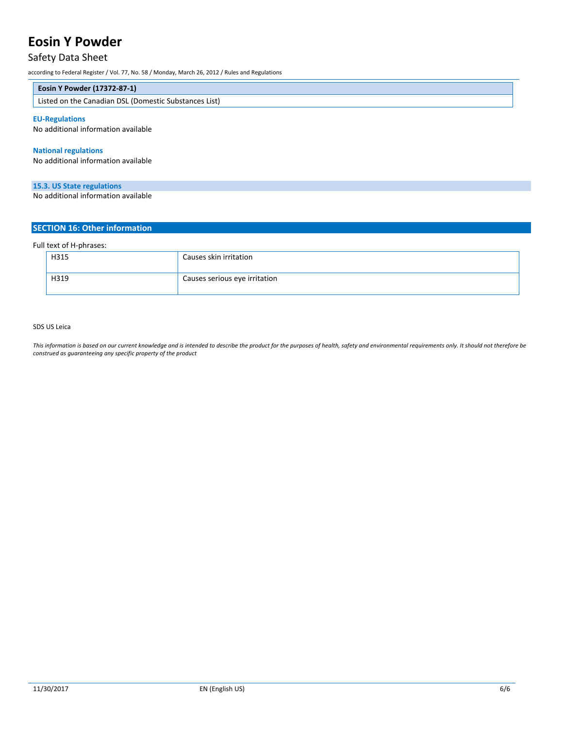| Eosin Y Powder (17372-87-1) |
| --- |
| Listed on the Canadian DSL (Domestic Substances List) |

**EU-Regulations**

No additional information available

**National regulations**

No additional information available

### 15.3. US State regulations

No additional information available

## SECTION 16: Other information

Full text of H-phrases:

| | |
| --- | --- |
| H315 | Causes skin irritation |
| H319 | Causes serious eye irritation |

SDS US Leica

*This information is based on our current knowledge and is intended to describe the product for the purposes of health, safety and environmental requirements only. It should not therefore be construed as guaranteeing any specific property of the product*